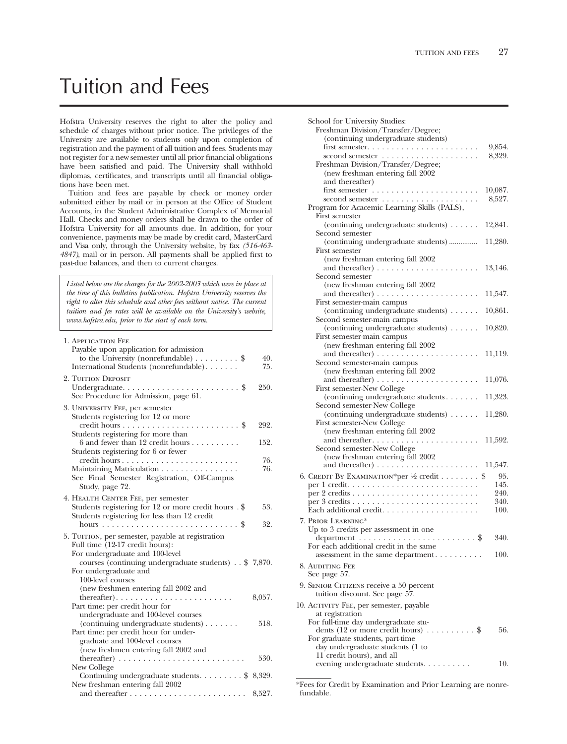# Tuition and Fees

Hofstra University reserves the right to alter the policy and schedule of charges without prior notice. The privileges of the University are available to students only upon completion of registration and the payment of all tuition and fees. Students may not register for a new semester until all prior financial obligations have been satisfied and paid. The University shall withhold diplomas, certificates, and transcripts until all financial obligations have been met.

Tuition and fees are payable by check or money order submitted either by mail or in person at the Office of Student Accounts, in the Student Administrative Complex of Memorial Hall. Checks and money orders shall be drawn to the order of Hofstra University for all amounts due. In addition, for your convenience, payments may be made by credit card, MasterCard and Visa only, through the University website, by fax *(516-463-4847)*, mail or in person. All payments shall be applied first to past-due balances, and then to current charges.

*Listed below are the charges for the 2002-2003 which were in place at the time of this bulletins publication. Hofstra University reserves the right to alter this schedule and other fees without notice. The current tuition and fee rates will be available on the University's website, www.hofstra.edu, prior to the start of each term.*

1. Application Fee
   Payable upon application for admission to the University (nonrefundable) . . . . . . . . . $ 40.
   International Students (nonrefundable) . . . . . . . 75.

2. Tuition Deposit
   Undergraduate . . . . . . . . . . . . . . . . . . . . . . . . $ 250.
   See Procedure for Admission, page 61.

3. University Fee, per semester
   Students registering for 12 or more credit hours . . . . . . . . . . . . . . . . . . . . . . . . $ 292.
   Students registering for more than 6 and fewer than 12 credit hours . . . . . . . . . . 152.
   Students registering for 6 or fewer credit hours . . . . . . . . . . . . . . . . . . . . . . . . 76.
   Maintaining Matriculation . . . . . . . . . . . . . . . . 76.
   See Final Semester Registration, Off-Campus Study, page 72.

4. Health Center Fee, per semester
   Students registering for 12 or more credit hours . $ 53.
   Students registering for less than 12 credit hours . . . . . . . . . . . . . . . . . . . . . . . . . . . . $ 32.

5. Tuition, per semester, payable at registration
   Full time (12-17 credit hours):
   For undergraduate and 100-level courses (continuing undergraduate students) . . $ 7,870.
   For undergraduate and 100-level courses (new freshmen entering fall 2002 and thereafter) . . . . . . . . . . . . . . . . . . . . . . . . 8,057.
   Part time: per credit hour for undergraduate and 100-level courses (continuing undergraduate students) . . . . . . . 518.
   Part time: per credit hour for undergraduate and 100-level courses (new freshmen entering fall 2002 and thereafter) . . . . . . . . . . . . . . . . . . . . . . . . . . 530.
   New College
   Continuing undergraduate students . . . . . . . . . $ 8,329.
   New freshman entering fall 2002 and thereafter . . . . . . . . . . . . . . . . . . . . . . . . 8,527.

   School for University Studies:
   Freshman Division/Transfer/Degree; (continuing undergraduate students)
   first semester . . . . . . . . . . . . . . . . . . . . . . . 9,854.
   second semester . . . . . . . . . . . . . . . . . . . . 8,329.
   Freshman Division/Transfer/Degree; (new freshman entering fall 2002 and thereafter)
   first semester . . . . . . . . . . . . . . . . . . . . . . 10,087.
   second semester . . . . . . . . . . . . . . . . . . . . 8,527.
   Program for Acacemic Learning Skills (PALS),
   First semester (continuing undergraduate students) . . . . . . 12,841.
   Second semester (continuing undergraduate students) ............... 11,280.
   First semester (new freshman entering fall 2002 and thereafter) . . . . . . . . . . . . . . . . . . . . . 13,146.
   Second semester (new freshman entering fall 2002 and thereafter) . . . . . . . . . . . . . . . . . . . . . 11,547.
   First semester-main campus (continuing undergraduate students) . . . . . . 10,861.
   Second semester-main campus (continuing undergraduate students) . . . . . . 10,820.
   First semester-main campus (new freshman entering fall 2002 and thereafter) . . . . . . . . . . . . . . . . . . . . . 11,119.
   Second semester-main campus (new freshman entering fall 2002 and thereafter) . . . . . . . . . . . . . . . . . . . . . 11,076.
   First semester-New College (continuing undergraduate students . . . . . . . 11,323.
   Second semester-New College (continuing undergraduate students) . . . . . . 11,280.
   First semester-New College (new freshman entering fall 2002 and thereafter . . . . . . . . . . . . . . . . . . . . . . 11,592.
   Second semester-New College (new freshman entering fall 2002 and thereafter) . . . . . . . . . . . . . . . . . . . . . 11,547.

6. Credit By Examination*per ½ credit . . . . . . . . $ 95.
   per 1 credit . . . . . . . . . . . . . . . . . . . . . . . . . . . 145.
   per 2 credits . . . . . . . . . . . . . . . . . . . . . . . . . . 240.
   per 3 credits . . . . . . . . . . . . . . . . . . . . . . . . . . 340.
   Each additional credit . . . . . . . . . . . . . . . . . . . . 100.

7. Prior Learning*
   Up to 3 credits per assessment in one department . . . . . . . . . . . . . . . . . . . . . . . . $ 340.
   For each additional credit in the same assessment in the same department . . . . . . . . . . 100.

8. Auditing Fee
   See page 57.

9. Senior Citizens receive a 50 percent tuition discount. See page 57.

10. Activity Fee, per semester, payable at registration
    For full-time day undergraduate students (12 or more credit hours) . . . . . . . . . . $ 56.
    For graduate students, part-time day undergraduate students (1 to 11 credit hours), and all evening undergraduate students . . . . . . . . . . 10.

*Fees for Credit by Examination and Prior Learning are nonrefundable.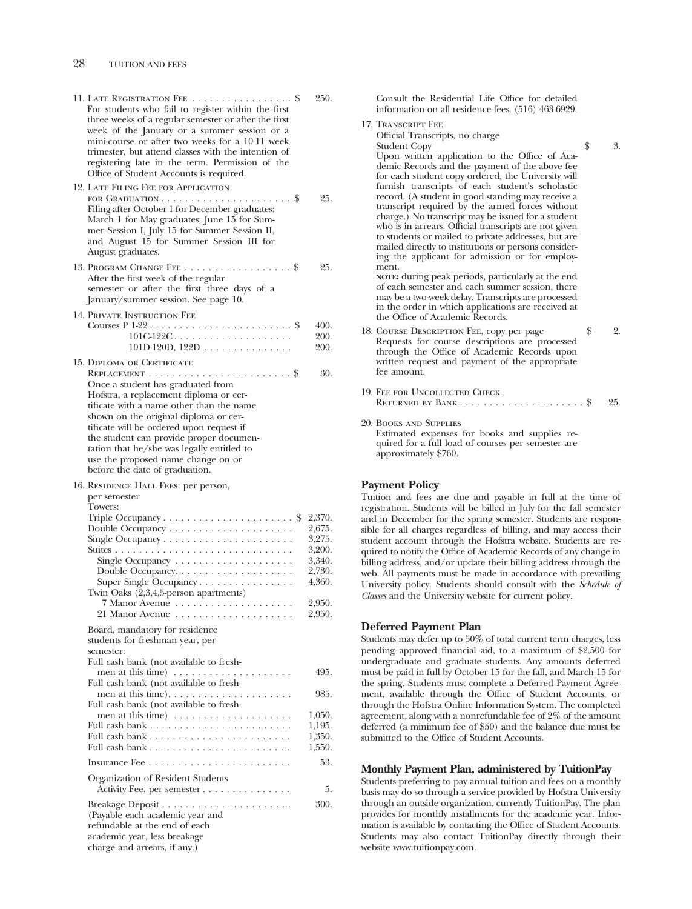11. LATE REGISTRATION FEE . . . . . . . . . . . . . . . . . $ 250.
For students who fail to register within the first three weeks of a regular semester or after the first week of the January or a summer session or a mini-course or after two weeks for a 10-11 week trimester, but attend classes with the intention of registering late in the term. Permission of the Office of Student Accounts is required.

12. LATE FILING FEE FOR APPLICATION FOR GRADUATION . . . . . . . . . . . . . . . . . . . . . . $ 25.
Filing after October 1 for December graduates; March 1 for May graduates; June 15 for Summer Session I, July 15 for Summer Session II, and August 15 for Summer Session III for August graduates.

13. PROGRAM CHANGE FEE . . . . . . . . . . . . . . . . . . $ 25.
After the first week of the regular semester or after the first three days of a January/summer session. See page 10.

14. PRIVATE INSTRUCTION FEE

| | |
|---|---|
| Courses P 1-22 | $ 400. |
| 101C-122C | 200. |
| 101D-120D, 122D | 200. |

15. DIPLOMA OR CERTIFICATE REPLACEMENT . . . . . . . . . . . . . . . . . . . . . . . . $ 30.
Once a student has graduated from Hofstra, a replacement diploma or certificate with a name other than the name shown on the original diploma or certificate will be ordered upon request if the student can provide proper documentation that he/she was legally entitled to use the proposed name change on or before the date of graduation.

16. RESIDENCE HALL FEES: per person, per semester

| | |
|---|---|
| Towers: | |
| Triple Occupancy | $ 2,370. |
| Double Occupancy | 2,675. |
| Single Occupancy | 3,275. |
| Suites | 3,200. |
| Single Occupancy | 3,340. |
| Double Occupancy | 2,730. |
| Super Single Occupancy | 4,360. |
| Twin Oaks (2,3,4,5-person apartments) | |
| 7 Manor Avenue | 2,950. |
| 21 Manor Avenue | 2,950. |

Board, mandatory for residence students for freshman year, per semester:

| | |
|---|---|
| Full cash bank (not available to freshmen at this time) | 495. |
| Full cash bank (not available to freshmen at this time) | 985. |
| Full cash bank (not available to freshmen at this time) | 1,050. |
| Full cash bank | 1,195. |
| Full cash bank | 1,350. |
| Full cash bank | 1,550. |
| Insurance Fee | 53. |
| Organization of Resident Students Activity Fee, per semester | 5. |
| Breakage Deposit | 300. |

(Payable each academic year and refundable at the end of each academic year, less breakage charge and arrears, if any.)

Consult the Residential Life Office for detailed information on all residence fees. (516) 463-6929.

17. TRANSCRIPT FEE
Official Transcripts, no charge
Student Copy $ 3.
Upon written application to the Office of Academic Records and the payment of the above fee for each student copy ordered, the University will furnish transcripts of each student's scholastic record. (A student in good standing may receive a transcript required by the armed forces without charge.) No transcript may be issued for a student who is in arrears. Official transcripts are not given to students or mailed to private addresses, but are mailed directly to institutions or persons considering the applicant for admission or for employment.
**NOTE:** during peak periods, particularly at the end of each semester and each summer session, there may be a two-week delay. Transcripts are processed in the order in which applications are received at the Office of Academic Records.

18. COURSE DESCRIPTION FEE, copy per page $ 2.
Requests for course descriptions are processed through the Office of Academic Records upon written request and payment of the appropriate fee amount.

19. FEE FOR UNCOLLECTED CHECK RETURNED BY BANK . . . . . . . . . . . . . . . . . . . . . $ 25.

20. BOOKS AND SUPPLIES
Estimated expenses for books and supplies required for a full load of courses per semester are approximately $760.

## Payment Policy

Tuition and fees are due and payable in full at the time of registration. Students will be billed in July for the fall semester and in December for the spring semester. Students are responsible for all charges regardless of billing, and may access their student account through the Hofstra website. Students are required to notify the Office of Academic Records of any change in billing address, and/or update their billing address through the web. All payments must be made in accordance with prevailing University policy. Students should consult with the *Schedule of Classes* and the University website for current policy.

## Deferred Payment Plan

Students may defer up to 50% of total current term charges, less pending approved financial aid, to a maximum of $2,500 for undergraduate and graduate students. Any amounts deferred must be paid in full by October 15 for the fall, and March 15 for the spring. Students must complete a Deferred Payment Agreement, available through the Office of Student Accounts, or through the Hofstra Online Information System. The completed agreement, along with a nonrefundable fee of 2% of the amount deferred (a minimum fee of $50) and the balance due must be submitted to the Office of Student Accounts.

## Monthly Payment Plan, administered by TuitionPay

Students preferring to pay annual tuition and fees on a monthly basis may do so through a service provided by Hofstra University through an outside organization, currently TuitionPay. The plan provides for monthly installments for the academic year. Information is available by contacting the Office of Student Accounts. Students may also contact TuitionPay directly through their website www.tuitionpay.com.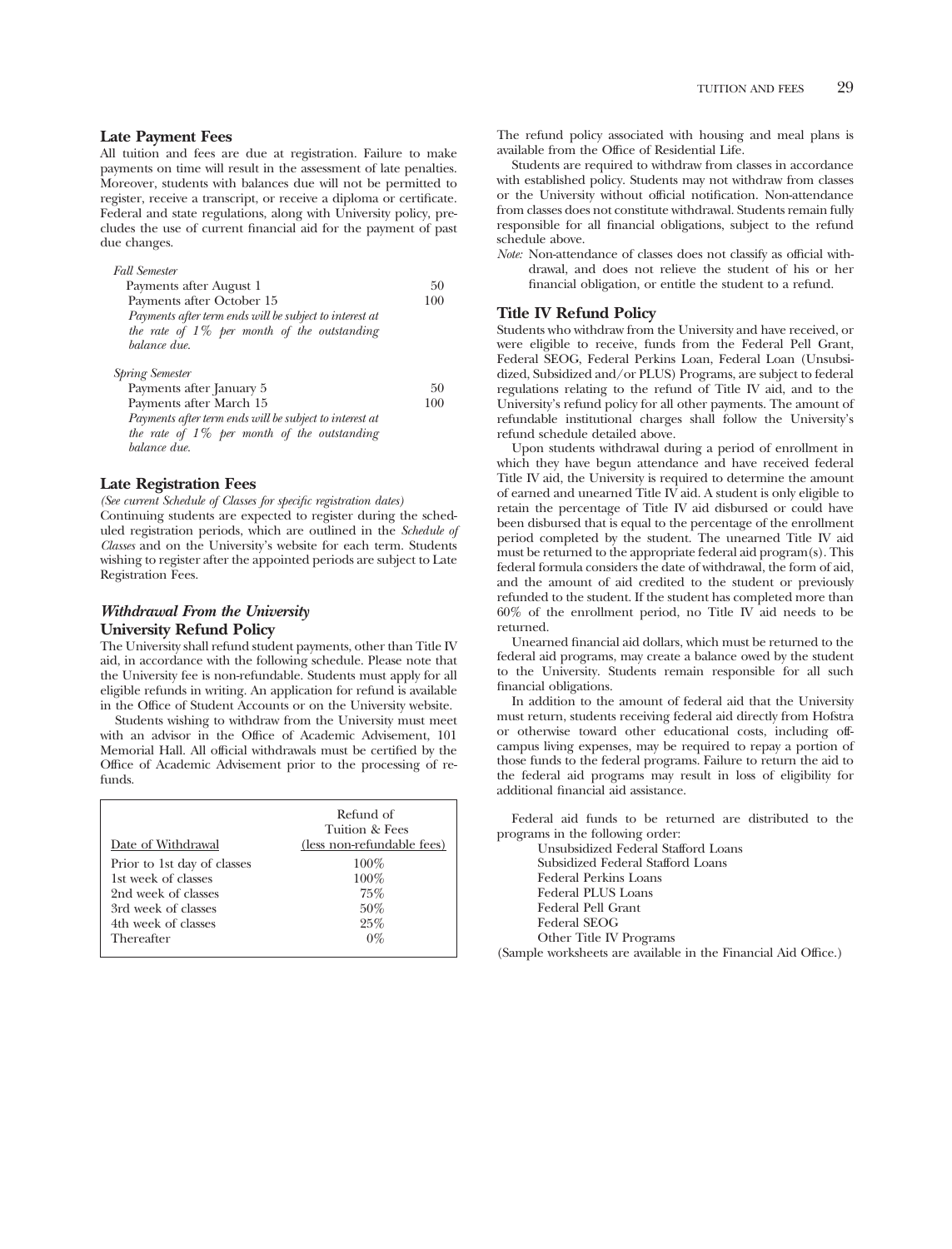## Late Payment Fees

All tuition and fees are due at registration. Failure to make payments on time will result in the assessment of late penalties. Moreover, students with balances due will not be permitted to register, receive a transcript, or receive a diploma or certificate. Federal and state regulations, along with University policy, precludes the use of current financial aid for the payment of past due changes.

| | |
|---|---|
| *Fall Semester* | |
| Payments after August 1 | 50 |
| Payments after October 15 | 100 |
| *Payments after term ends will be subject to interest at the rate of 1% per month of the outstanding balance due.* | |
| *Spring Semester* | |
| Payments after January 5 | 50 |
| Payments after March 15 | 100 |
| *Payments after term ends will be subject to interest at the rate of 1% per month of the outstanding balance due.* | |

## Late Registration Fees

*(See current Schedule of Classes for specific registration dates)*

Continuing students are expected to register during the scheduled registration periods, which are outlined in the *Schedule of Classes* and on the University's website for each term. Students wishing to register after the appointed periods are subject to Late Registration Fees.

## *Withdrawal From the University*

## University Refund Policy

The University shall refund student payments, other than Title IV aid, in accordance with the following schedule. Please note that the University fee is non-refundable. Students must apply for all eligible refunds in writing. An application for refund is available in the Office of Student Accounts or on the University website.

Students wishing to withdraw from the University must meet with an advisor in the Office of Academic Advisement, 101 Memorial Hall. All official withdrawals must be certified by the Office of Academic Advisement prior to the processing of refunds.

| Date of Withdrawal | Refund of Tuition & Fees (less non-refundable fees) |
|---|---|
| Prior to 1st day of classes | 100% |
| 1st week of classes | 100% |
| 2nd week of classes | 75% |
| 3rd week of classes | 50% |
| 4th week of classes | 25% |
| Thereafter | 0% |

The refund policy associated with housing and meal plans is available from the Office of Residential Life.

Students are required to withdraw from classes in accordance with established policy. Students may not withdraw from classes or the University without official notification. Non-attendance from classes does not constitute withdrawal. Students remain fully responsible for all financial obligations, subject to the refund schedule above.

*Note:* Non-attendance of classes does not classify as official withdrawal, and does not relieve the student of his or her financial obligation, or entitle the student to a refund.

## Title IV Refund Policy

Students who withdraw from the University and have received, or were eligible to receive, funds from the Federal Pell Grant, Federal SEOG, Federal Perkins Loan, Federal Loan (Unsubsidized, Subsidized and/or PLUS) Programs, are subject to federal regulations relating to the refund of Title IV aid, and to the University's refund policy for all other payments. The amount of refundable institutional charges shall follow the University's refund schedule detailed above.

Upon students withdrawal during a period of enrollment in which they have begun attendance and have received federal Title IV aid, the University is required to determine the amount of earned and unearned Title IV aid. A student is only eligible to retain the percentage of Title IV aid disbursed or could have been disbursed that is equal to the percentage of the enrollment period completed by the student. The unearned Title IV aid must be returned to the appropriate federal aid program(s). This federal formula considers the date of withdrawal, the form of aid, and the amount of aid credited to the student or previously refunded to the student. If the student has completed more than 60% of the enrollment period, no Title IV aid needs to be returned.

Unearned financial aid dollars, which must be returned to the federal aid programs, may create a balance owed by the student to the University. Students remain responsible for all such financial obligations.

In addition to the amount of federal aid that the University must return, students receiving federal aid directly from Hofstra or otherwise toward other educational costs, including off-campus living expenses, may be required to repay a portion of those funds to the federal programs. Failure to return the aid to the federal aid programs may result in loss of eligibility for additional financial aid assistance.

Federal aid funds to be returned are distributed to the programs in the following order:

- Unsubsidized Federal Stafford Loans
- Subsidized Federal Stafford Loans
- Federal Perkins Loans
- Federal PLUS Loans
- Federal Pell Grant
- Federal SEOG
- Other Title IV Programs

(Sample worksheets are available in the Financial Aid Office.)